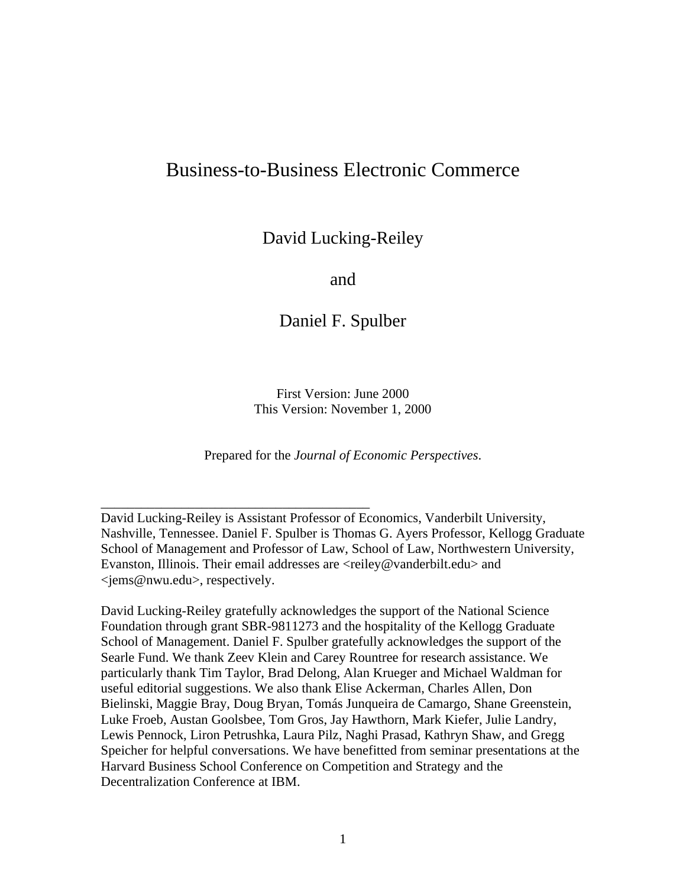# Business-to-Business Electronic Commerce

David Lucking-Reiley

and

Daniel F. Spulber

First Version: June 2000
This Version: November 1, 2000

Prepared for the *Journal of Economic Perspectives*.

---

David Lucking-Reiley is Assistant Professor of Economics, Vanderbilt University, Nashville, Tennessee. Daniel F. Spulber is Thomas G. Ayers Professor, Kellogg Graduate School of Management and Professor of Law, School of Law, Northwestern University, Evanston, Illinois. Their email addresses are <reiley@vanderbilt.edu> and <jems@nwu.edu>, respectively.

David Lucking-Reiley gratefully acknowledges the support of the National Science Foundation through grant SBR-9811273 and the hospitality of the Kellogg Graduate School of Management. Daniel F. Spulber gratefully acknowledges the support of the Searle Fund. We thank Zeev Klein and Carey Rountree for research assistance. We particularly thank Tim Taylor, Brad Delong, Alan Krueger and Michael Waldman for useful editorial suggestions. We also thank Elise Ackerman, Charles Allen, Don Bielinski, Maggie Bray, Doug Bryan, Tomás Junqueira de Camargo, Shane Greenstein, Luke Froeb, Austan Goolsbee, Tom Gros, Jay Hawthorn, Mark Kiefer, Julie Landry, Lewis Pennock, Liron Petrushka, Laura Pilz, Naghi Prasad, Kathryn Shaw, and Gregg Speicher for helpful conversations. We have benefitted from seminar presentations at the Harvard Business School Conference on Competition and Strategy and the Decentralization Conference at IBM.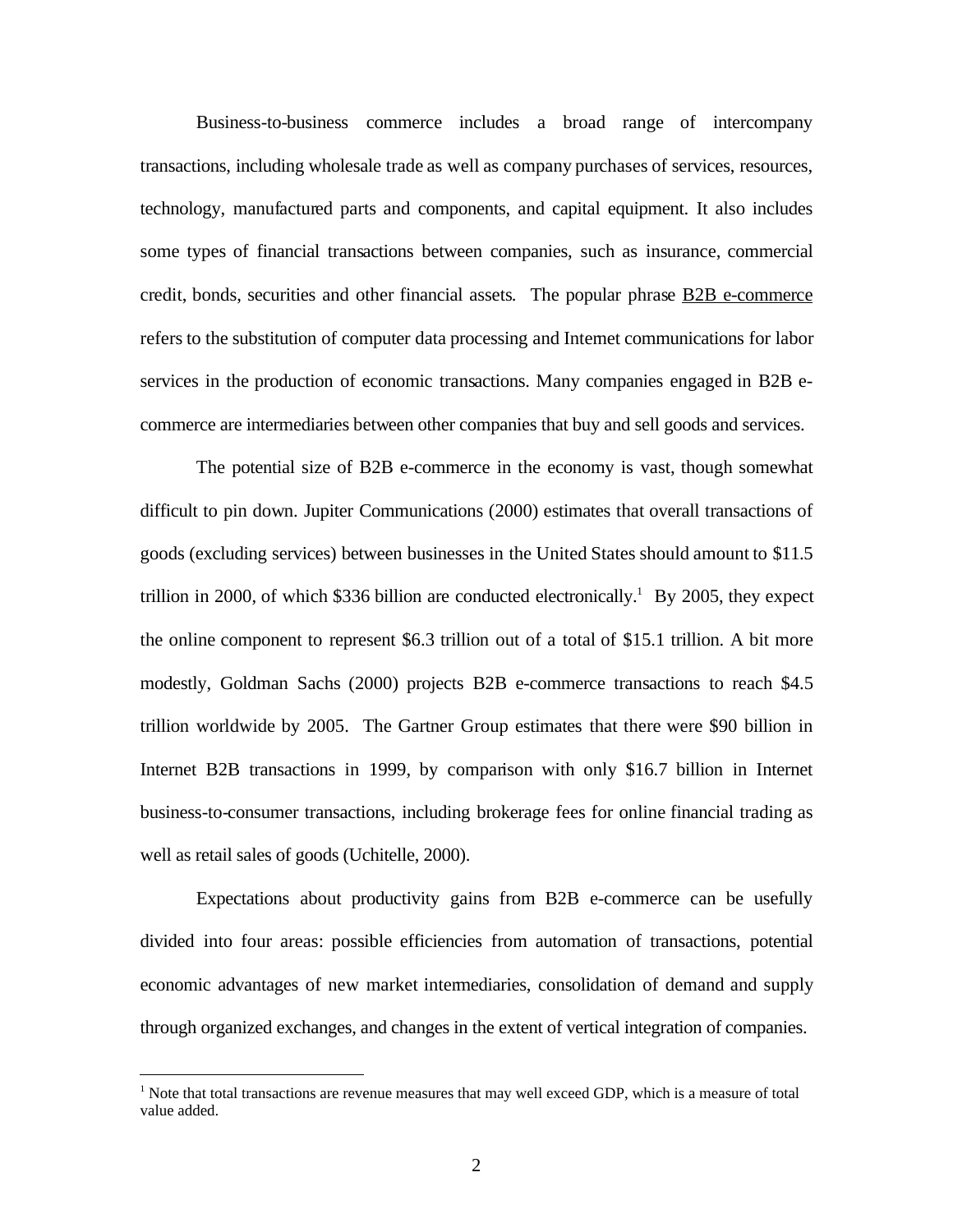Business-to-business commerce includes a broad range of intercompany transactions, including wholesale trade as well as company purchases of services, resources, technology, manufactured parts and components, and capital equipment. It also includes some types of financial transactions between companies, such as insurance, commercial credit, bonds, securities and other financial assets. The popular phrase <u>B2B e-commerce</u> refers to the substitution of computer data processing and Internet communications for labor services in the production of economic transactions. Many companies engaged in B2B e-commerce are intermediaries between other companies that buy and sell goods and services.

The potential size of B2B e-commerce in the economy is vast, though somewhat difficult to pin down. Jupiter Communications (2000) estimates that overall transactions of goods (excluding services) between businesses in the United States should amount to $11.5 trillion in 2000, of which $336 billion are conducted electronically.[1] By 2005, they expect the online component to represent $6.3 trillion out of a total of $15.1 trillion. A bit more modestly, Goldman Sachs (2000) projects B2B e-commerce transactions to reach $4.5 trillion worldwide by 2005. The Gartner Group estimates that there were $90 billion in Internet B2B transactions in 1999, by comparison with only $16.7 billion in Internet business-to-consumer transactions, including brokerage fees for online financial trading as well as retail sales of goods (Uchitelle, 2000).

Expectations about productivity gains from B2B e-commerce can be usefully divided into four areas: possible efficiencies from automation of transactions, potential economic advantages of new market intermediaries, consolidation of demand and supply through organized exchanges, and changes in the extent of vertical integration of companies.

---

[1] Note that total transactions are revenue measures that may well exceed GDP, which is a measure of total value added.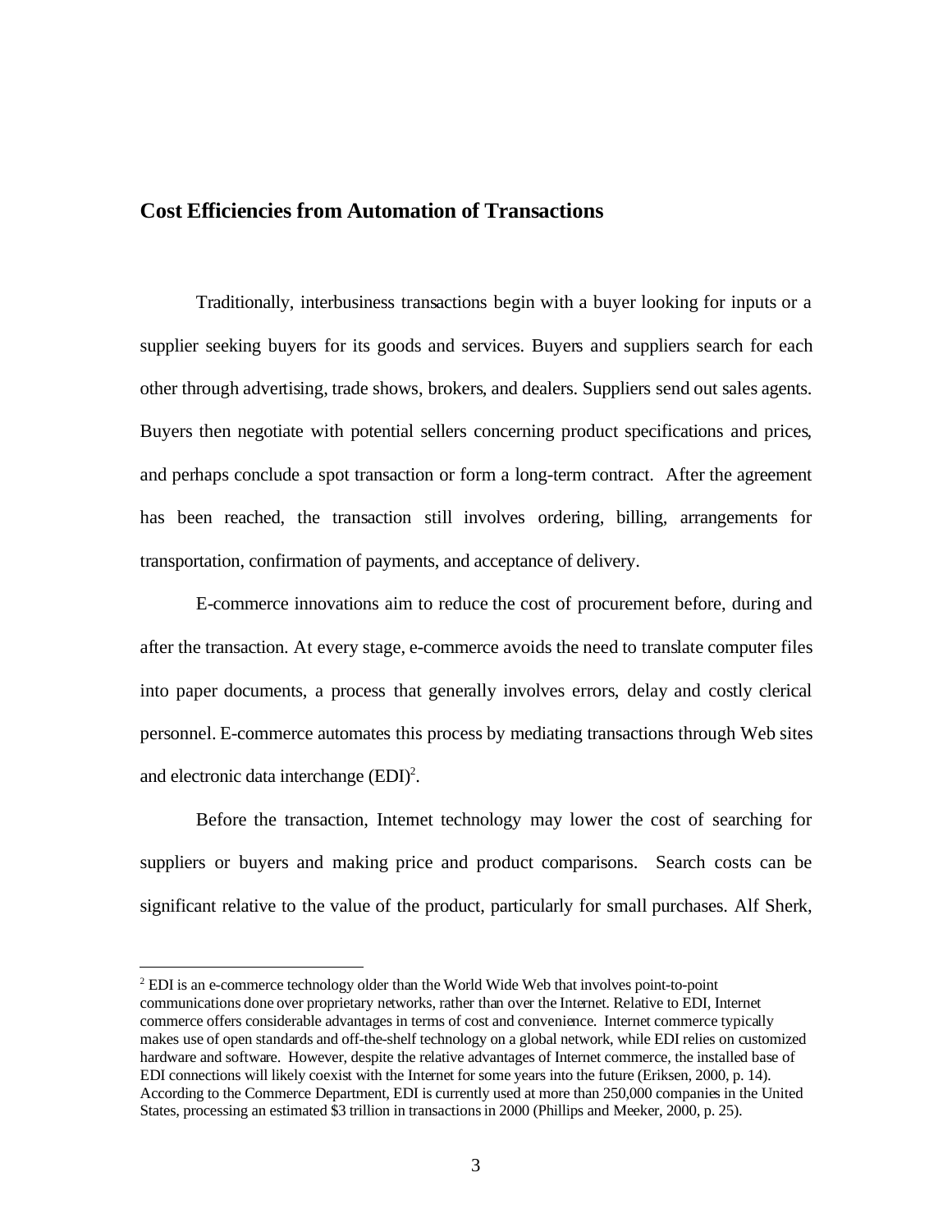## Cost Efficiencies from Automation of Transactions

Traditionally, interbusiness transactions begin with a buyer looking for inputs or a supplier seeking buyers for its goods and services. Buyers and suppliers search for each other through advertising, trade shows, brokers, and dealers. Suppliers send out sales agents. Buyers then negotiate with potential sellers concerning product specifications and prices, and perhaps conclude a spot transaction or form a long-term contract. After the agreement has been reached, the transaction still involves ordering, billing, arrangements for transportation, confirmation of payments, and acceptance of delivery.

E-commerce innovations aim to reduce the cost of procurement before, during and after the transaction. At every stage, e-commerce avoids the need to translate computer files into paper documents, a process that generally involves errors, delay and costly clerical personnel. E-commerce automates this process by mediating transactions through Web sites and electronic data interchange (EDI)[2].

Before the transaction, Intemet technology may lower the cost of searching for suppliers or buyers and making price and product comparisons. Search costs can be significant relative to the value of the product, particularly for small purchases. Alf Sherk,

---

[2] EDI is an e-commerce technology older than the World Wide Web that involves point-to-point communications done over proprietary networks, rather than over the Internet. Relative to EDI, Internet commerce offers considerable advantages in terms of cost and convenience. Internet commerce typically makes use of open standards and off-the-shelf technology on a global network, while EDI relies on customized hardware and software. However, despite the relative advantages of Internet commerce, the installed base of EDI connections will likely coexist with the Internet for some years into the future (Eriksen, 2000, p. 14). According to the Commerce Department, EDI is currently used at more than 250,000 companies in the United States, processing an estimated $3 trillion in transactions in 2000 (Phillips and Meeker, 2000, p. 25).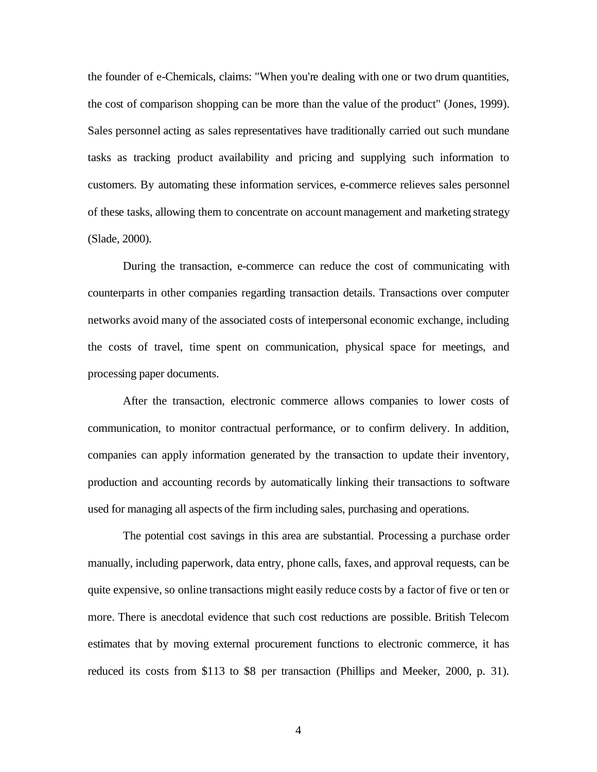the founder of e-Chemicals, claims: "When you're dealing with one or two drum quantities, the cost of comparison shopping can be more than the value of the product" (Jones, 1999). Sales personnel acting as sales representatives have traditionally carried out such mundane tasks as tracking product availability and pricing and supplying such information to customers. By automating these information services, e-commerce relieves sales personnel of these tasks, allowing them to concentrate on account management and marketing strategy (Slade, 2000).

During the transaction, e-commerce can reduce the cost of communicating with counterparts in other companies regarding transaction details. Transactions over computer networks avoid many of the associated costs of interpersonal economic exchange, including the costs of travel, time spent on communication, physical space for meetings, and processing paper documents.

After the transaction, electronic commerce allows companies to lower costs of communication, to monitor contractual performance, or to confirm delivery. In addition, companies can apply information generated by the transaction to update their inventory, production and accounting records by automatically linking their transactions to software used for managing all aspects of the firm including sales, purchasing and operations.

The potential cost savings in this area are substantial. Processing a purchase order manually, including paperwork, data entry, phone calls, faxes, and approval requests, can be quite expensive, so online transactions might easily reduce costs by a factor of five or ten or more. There is anecdotal evidence that such cost reductions are possible. British Telecom estimates that by moving external procurement functions to electronic commerce, it has reduced its costs from $113 to $8 per transaction (Phillips and Meeker, 2000, p. 31).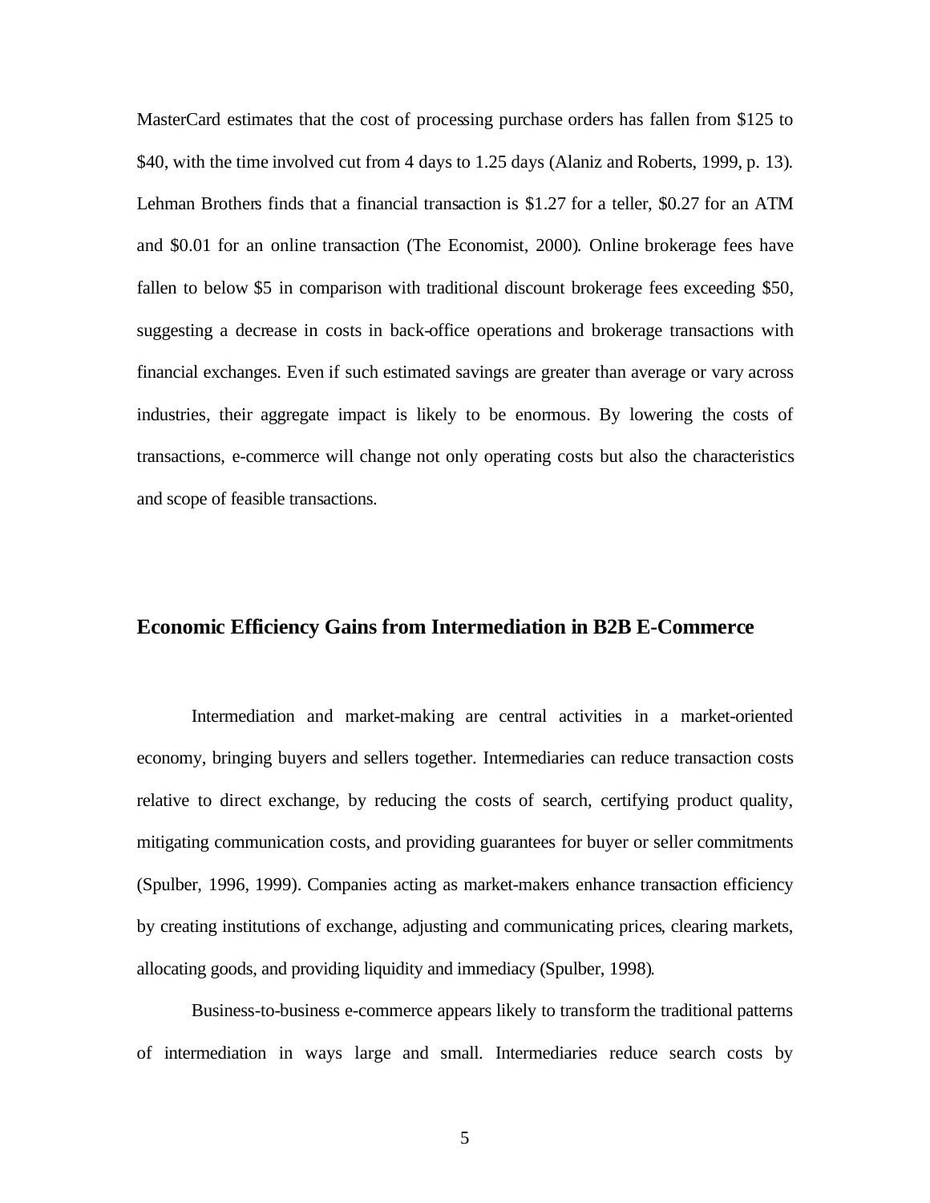MasterCard estimates that the cost of processing purchase orders has fallen from $125 to $40, with the time involved cut from 4 days to 1.25 days (Alaniz and Roberts, 1999, p. 13). Lehman Brothers finds that a financial transaction is $1.27 for a teller, $0.27 for an ATM and $0.01 for an online transaction (The Economist, 2000). Online brokerage fees have fallen to below $5 in comparison with traditional discount brokerage fees exceeding $50, suggesting a decrease in costs in back-office operations and brokerage transactions with financial exchanges. Even if such estimated savings are greater than average or vary across industries, their aggregate impact is likely to be enormous. By lowering the costs of transactions, e-commerce will change not only operating costs but also the characteristics and scope of feasible transactions.

## Economic Efficiency Gains from Intermediation in B2B E-Commerce

Intermediation and market-making are central activities in a market-oriented economy, bringing buyers and sellers together. Intermediaries can reduce transaction costs relative to direct exchange, by reducing the costs of search, certifying product quality, mitigating communication costs, and providing guarantees for buyer or seller commitments (Spulber, 1996, 1999). Companies acting as market-makers enhance transaction efficiency by creating institutions of exchange, adjusting and communicating prices, clearing markets, allocating goods, and providing liquidity and immediacy (Spulber, 1998).

Business-to-business e-commerce appears likely to transform the traditional patterns of intermediation in ways large and small. Intermediaries reduce search costs by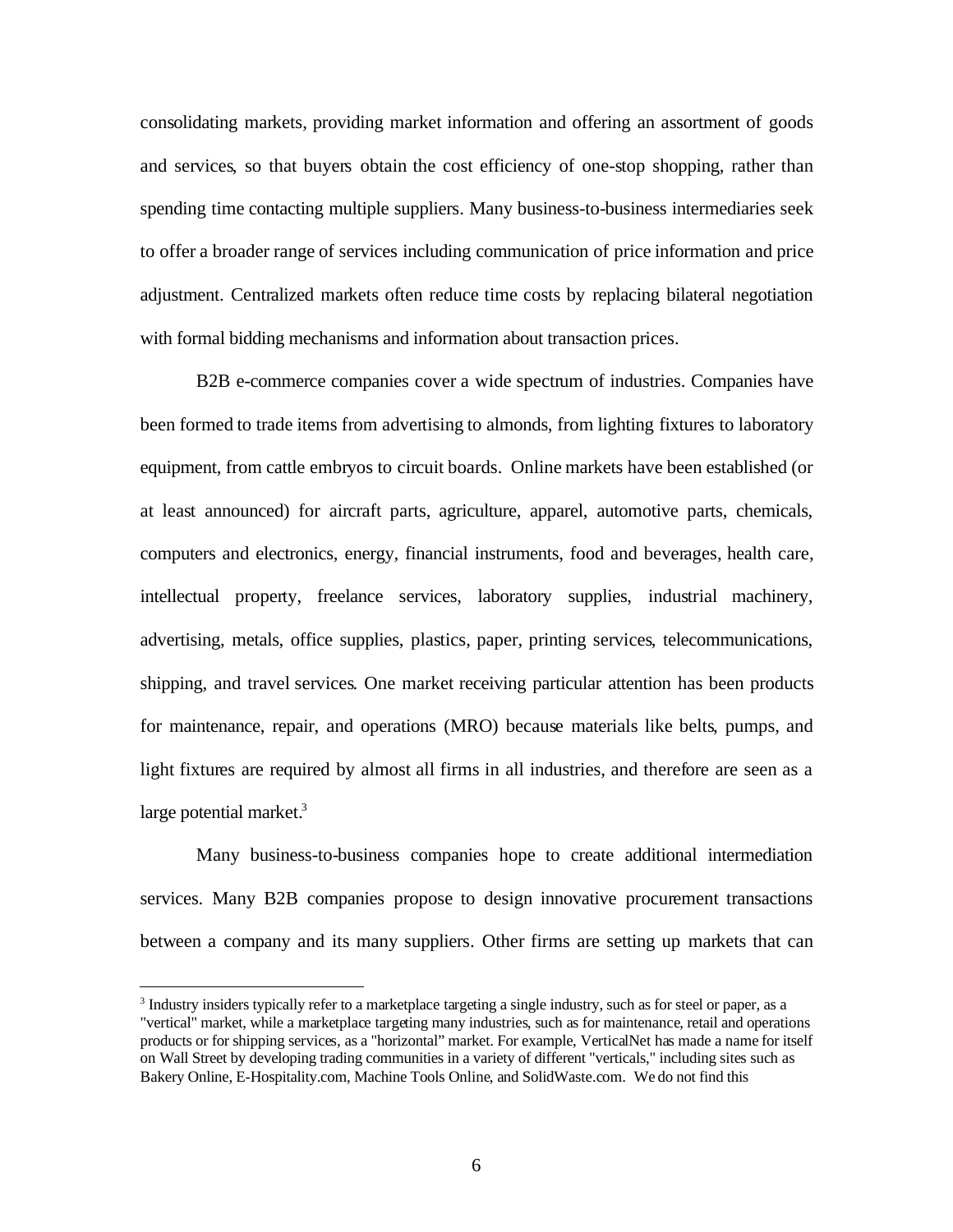consolidating markets, providing market information and offering an assortment of goods and services, so that buyers obtain the cost efficiency of one-stop shopping, rather than spending time contacting multiple suppliers. Many business-to-business intermediaries seek to offer a broader range of services including communication of price information and price adjustment. Centralized markets often reduce time costs by replacing bilateral negotiation with formal bidding mechanisms and information about transaction prices.

B2B e-commerce companies cover a wide spectrum of industries. Companies have been formed to trade items from advertising to almonds, from lighting fixtures to laboratory equipment, from cattle embryos to circuit boards. Online markets have been established (or at least announced) for aircraft parts, agriculture, apparel, automotive parts, chemicals, computers and electronics, energy, financial instruments, food and beverages, health care, intellectual property, freelance services, laboratory supplies, industrial machinery, advertising, metals, office supplies, plastics, paper, printing services, telecommunications, shipping, and travel services. One market receiving particular attention has been products for maintenance, repair, and operations (MRO) because materials like belts, pumps, and light fixtures are required by almost all firms in all industries, and therefore are seen as a large potential market.[3]

Many business-to-business companies hope to create additional intermediation services. Many B2B companies propose to design innovative procurement transactions between a company and its many suppliers. Other firms are setting up markets that can

[3] Industry insiders typically refer to a marketplace targeting a single industry, such as for steel or paper, as a "vertical" market, while a marketplace targeting many industries, such as for maintenance, retail and operations products or for shipping services, as a "horizontal" market. For example, VerticalNet has made a name for itself on Wall Street by developing trading communities in a variety of different "verticals," including sites such as Bakery Online, E-Hospitality.com, Machine Tools Online, and SolidWaste.com. We do not find this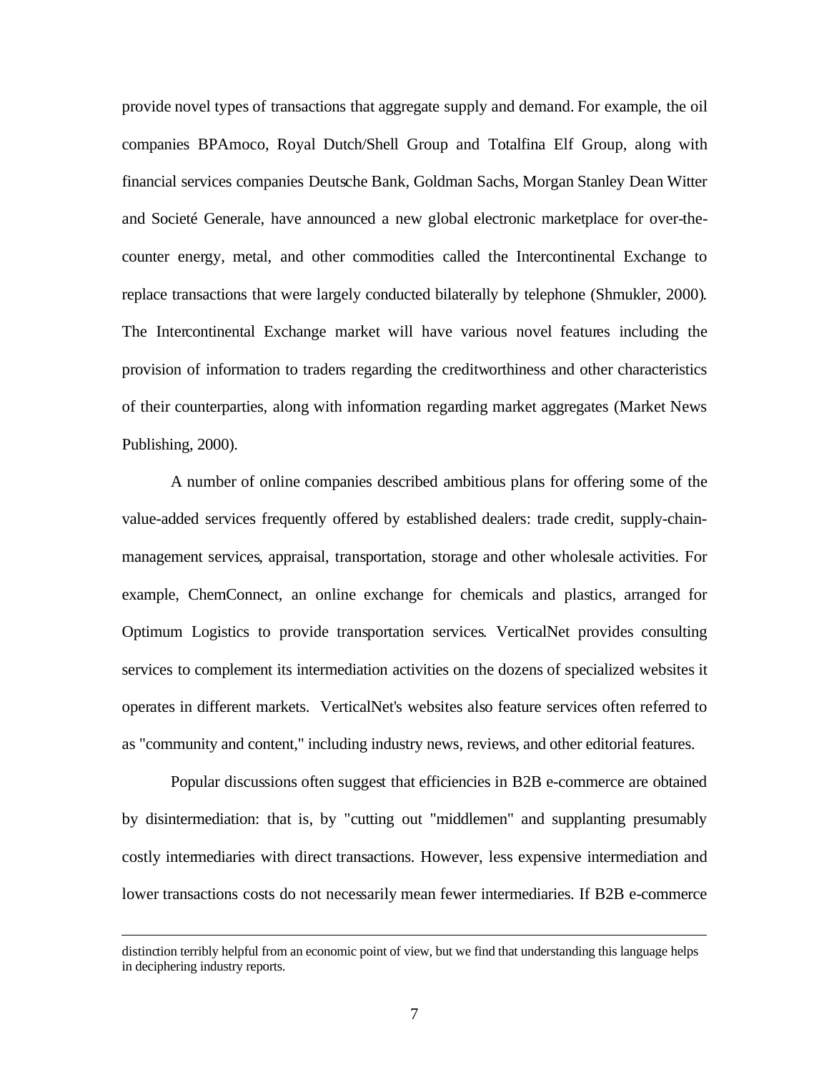provide novel types of transactions that aggregate supply and demand. For example, the oil companies BPAmoco, Royal Dutch/Shell Group and Totalfina Elf Group, along with financial services companies Deutsche Bank, Goldman Sachs, Morgan Stanley Dean Witter and Societé Generale, have announced a new global electronic marketplace for over-the-counter energy, metal, and other commodities called the Intercontinental Exchange to replace transactions that were largely conducted bilaterally by telephone (Shmukler, 2000). The Intercontinental Exchange market will have various novel features including the provision of information to traders regarding the creditworthiness and other characteristics of their counterparties, along with information regarding market aggregates (Market News Publishing, 2000).

A number of online companies described ambitious plans for offering some of the value-added services frequently offered by established dealers: trade credit, supply-chain-management services, appraisal, transportation, storage and other wholesale activities. For example, ChemConnect, an online exchange for chemicals and plastics, arranged for Optimum Logistics to provide transportation services. VerticalNet provides consulting services to complement its intermediation activities on the dozens of specialized websites it operates in different markets. VerticalNet's websites also feature services often referred to as "community and content," including industry news, reviews, and other editorial features.

Popular discussions often suggest that efficiencies in B2B e-commerce are obtained by disintermediation: that is, by "cutting out "middlemen" and supplanting presumably costly intermediaries with direct transactions. However, less expensive intermediation and lower transactions costs do not necessarily mean fewer intermediaries. If B2B e-commerce

---

distinction terribly helpful from an economic point of view, but we find that understanding this language helps in deciphering industry reports.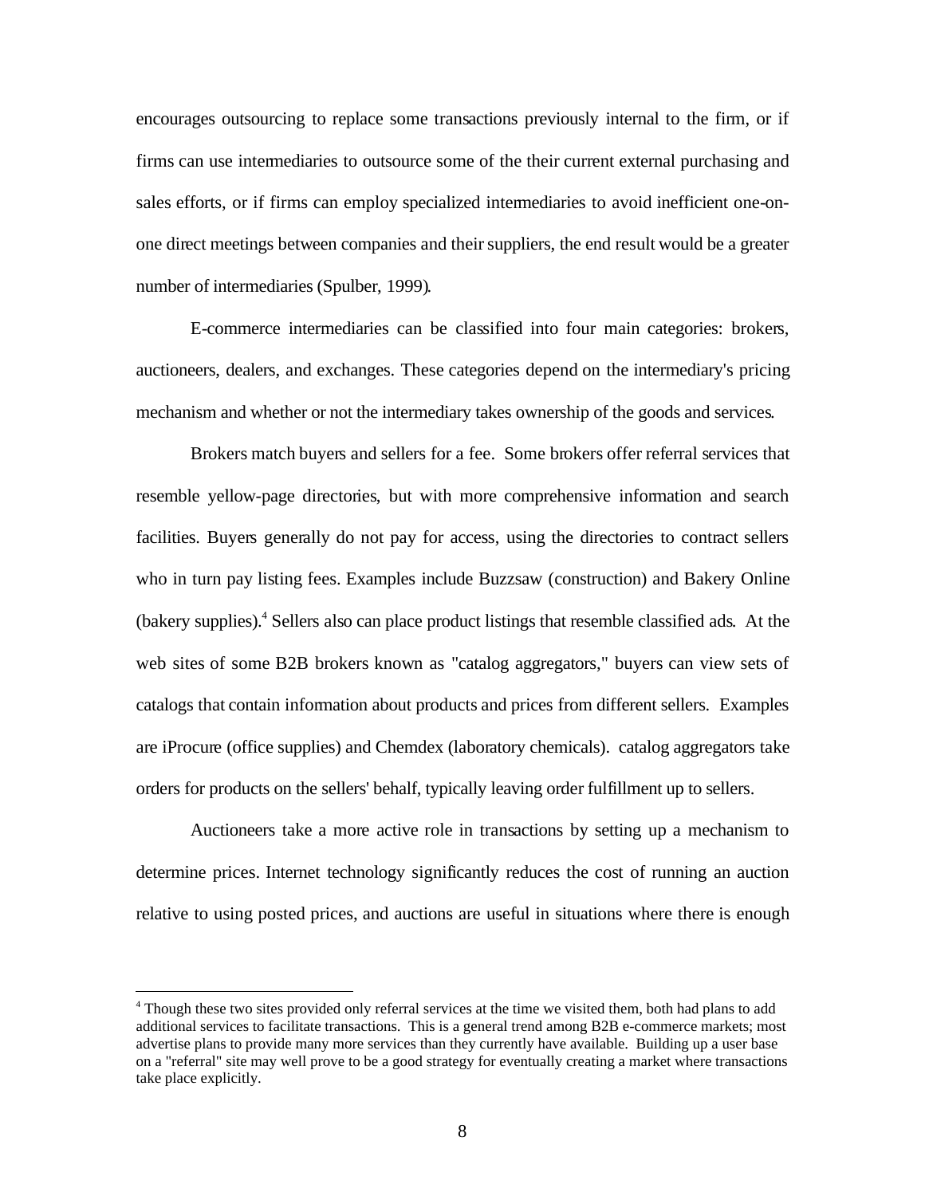encourages outsourcing to replace some transactions previously internal to the firm, or if firms can use intermediaries to outsource some of the their current external purchasing and sales efforts, or if firms can employ specialized intermediaries to avoid inefficient one-on-one direct meetings between companies and their suppliers, the end result would be a greater number of intermediaries (Spulber, 1999).

E-commerce intermediaries can be classified into four main categories: brokers, auctioneers, dealers, and exchanges. These categories depend on the intermediary's pricing mechanism and whether or not the intermediary takes ownership of the goods and services.

Brokers match buyers and sellers for a fee. Some brokers offer referral services that resemble yellow-page directories, but with more comprehensive information and search facilities. Buyers generally do not pay for access, using the directories to contract sellers who in turn pay listing fees. Examples include Buzzsaw (construction) and Bakery Online (bakery supplies).[4] Sellers also can place product listings that resemble classified ads. At the web sites of some B2B brokers known as "catalog aggregators," buyers can view sets of catalogs that contain information about products and prices from different sellers. Examples are iProcure (office supplies) and Chemdex (laboratory chemicals). catalog aggregators take orders for products on the sellers' behalf, typically leaving order fulfillment up to sellers.

Auctioneers take a more active role in transactions by setting up a mechanism to determine prices. Internet technology significantly reduces the cost of running an auction relative to using posted prices, and auctions are useful in situations where there is enough

[4] Though these two sites provided only referral services at the time we visited them, both had plans to add additional services to facilitate transactions. This is a general trend among B2B e-commerce markets; most advertise plans to provide many more services than they currently have available. Building up a user base on a "referral" site may well prove to be a good strategy for eventually creating a market where transactions take place explicitly.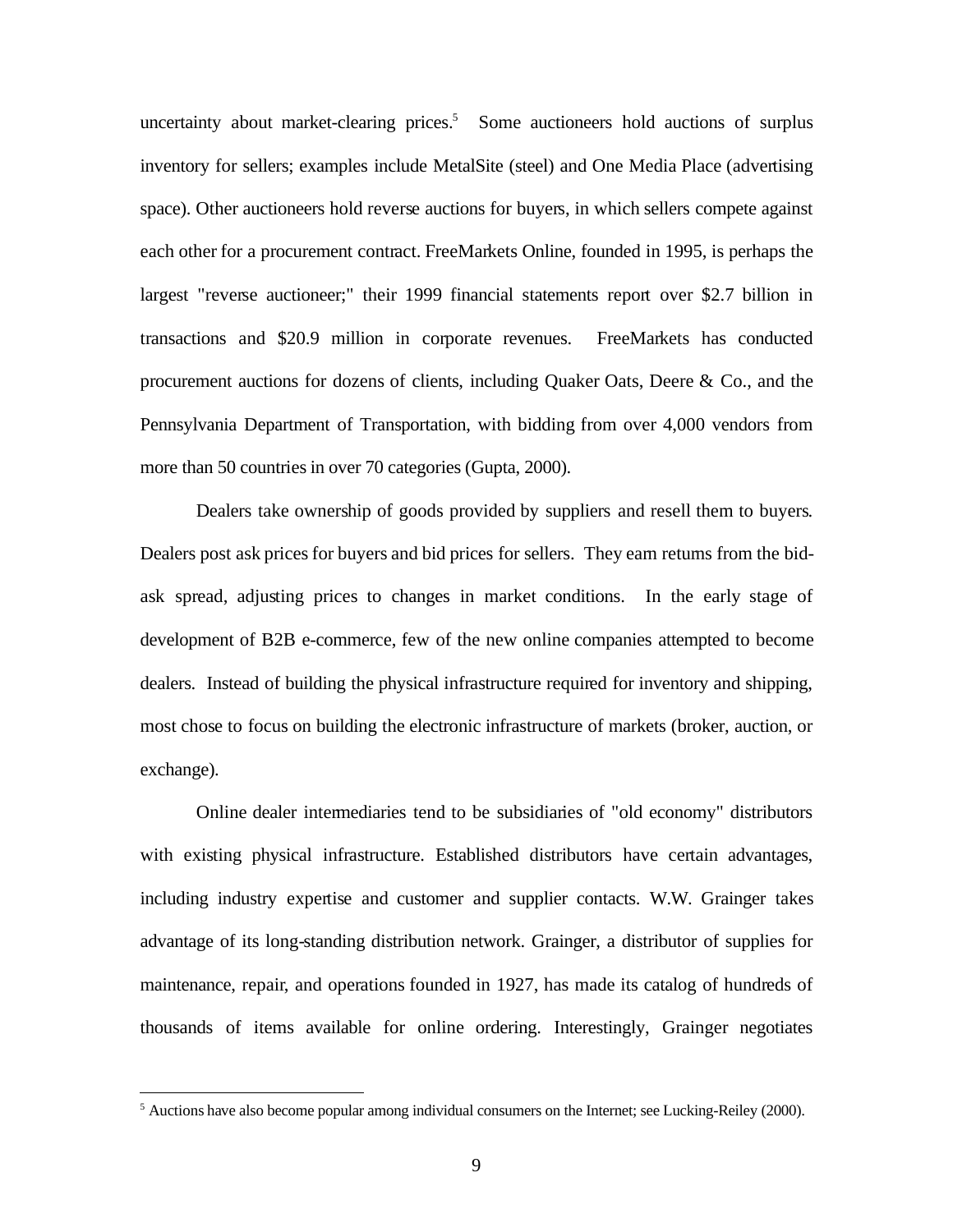uncertainty about market-clearing prices.[5] Some auctioneers hold auctions of surplus inventory for sellers; examples include MetalSite (steel) and One Media Place (advertising space). Other auctioneers hold reverse auctions for buyers, in which sellers compete against each other for a procurement contract. FreeMarkets Online, founded in 1995, is perhaps the largest "reverse auctioneer;" their 1999 financial statements report over $2.7 billion in transactions and $20.9 million in corporate revenues. FreeMarkets has conducted procurement auctions for dozens of clients, including Quaker Oats, Deere & Co., and the Pennsylvania Department of Transportation, with bidding from over 4,000 vendors from more than 50 countries in over 70 categories (Gupta, 2000).

Dealers take ownership of goods provided by suppliers and resell them to buyers. Dealers post ask prices for buyers and bid prices for sellers. They earn returns from the bid-ask spread, adjusting prices to changes in market conditions. In the early stage of development of B2B e-commerce, few of the new online companies attempted to become dealers. Instead of building the physical infrastructure required for inventory and shipping, most chose to focus on building the electronic infrastructure of markets (broker, auction, or exchange).

Online dealer intermediaries tend to be subsidiaries of "old economy" distributors with existing physical infrastructure. Established distributors have certain advantages, including industry expertise and customer and supplier contacts. W.W. Grainger takes advantage of its long-standing distribution network. Grainger, a distributor of supplies for maintenance, repair, and operations founded in 1927, has made its catalog of hundreds of thousands of items available for online ordering. Interestingly, Grainger negotiates

---

[5] Auctions have also become popular among individual consumers on the Internet; see Lucking-Reiley (2000).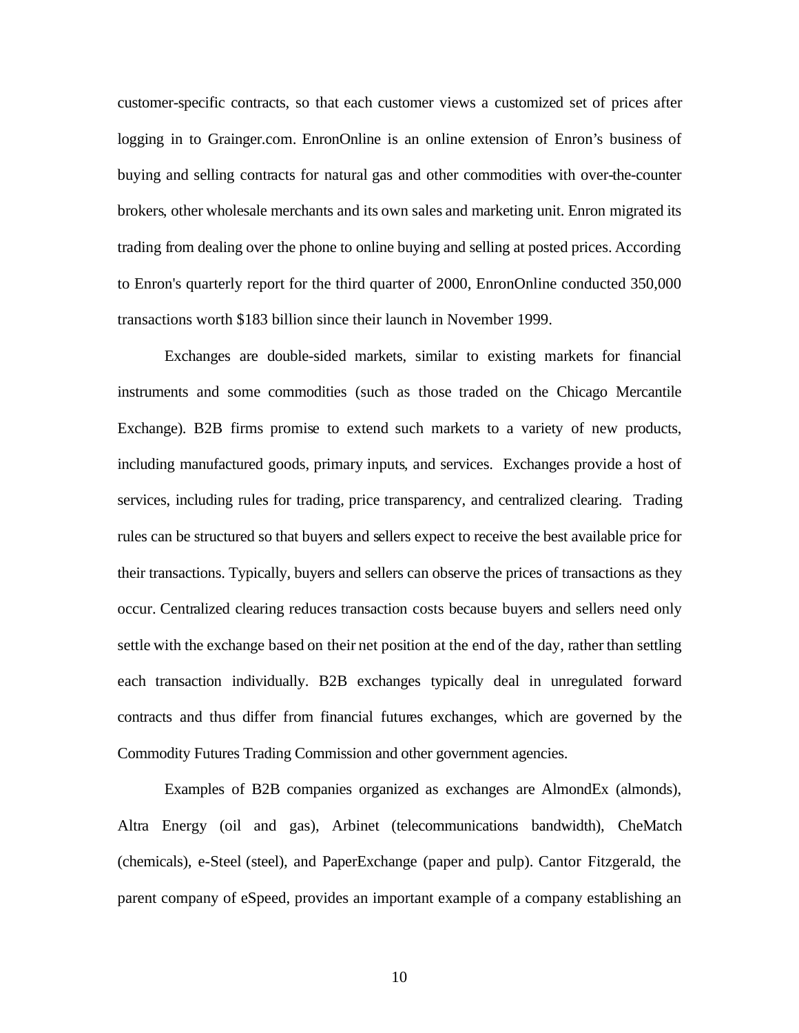customer-specific contracts, so that each customer views a customized set of prices after logging in to Grainger.com. EnronOnline is an online extension of Enron's business of buying and selling contracts for natural gas and other commodities with over-the-counter brokers, other wholesale merchants and its own sales and marketing unit. Enron migrated its trading from dealing over the phone to online buying and selling at posted prices. According to Enron's quarterly report for the third quarter of 2000, EnronOnline conducted 350,000 transactions worth $183 billion since their launch in November 1999.

Exchanges are double-sided markets, similar to existing markets for financial instruments and some commodities (such as those traded on the Chicago Mercantile Exchange). B2B firms promise to extend such markets to a variety of new products, including manufactured goods, primary inputs, and services. Exchanges provide a host of services, including rules for trading, price transparency, and centralized clearing. Trading rules can be structured so that buyers and sellers expect to receive the best available price for their transactions. Typically, buyers and sellers can observe the prices of transactions as they occur. Centralized clearing reduces transaction costs because buyers and sellers need only settle with the exchange based on their net position at the end of the day, rather than settling each transaction individually. B2B exchanges typically deal in unregulated forward contracts and thus differ from financial futures exchanges, which are governed by the Commodity Futures Trading Commission and other government agencies.

Examples of B2B companies organized as exchanges are AlmondEx (almonds), Altra Energy (oil and gas), Arbinet (telecommunications bandwidth), CheMatch (chemicals), e-Steel (steel), and PaperExchange (paper and pulp). Cantor Fitzgerald, the parent company of eSpeed, provides an important example of a company establishing an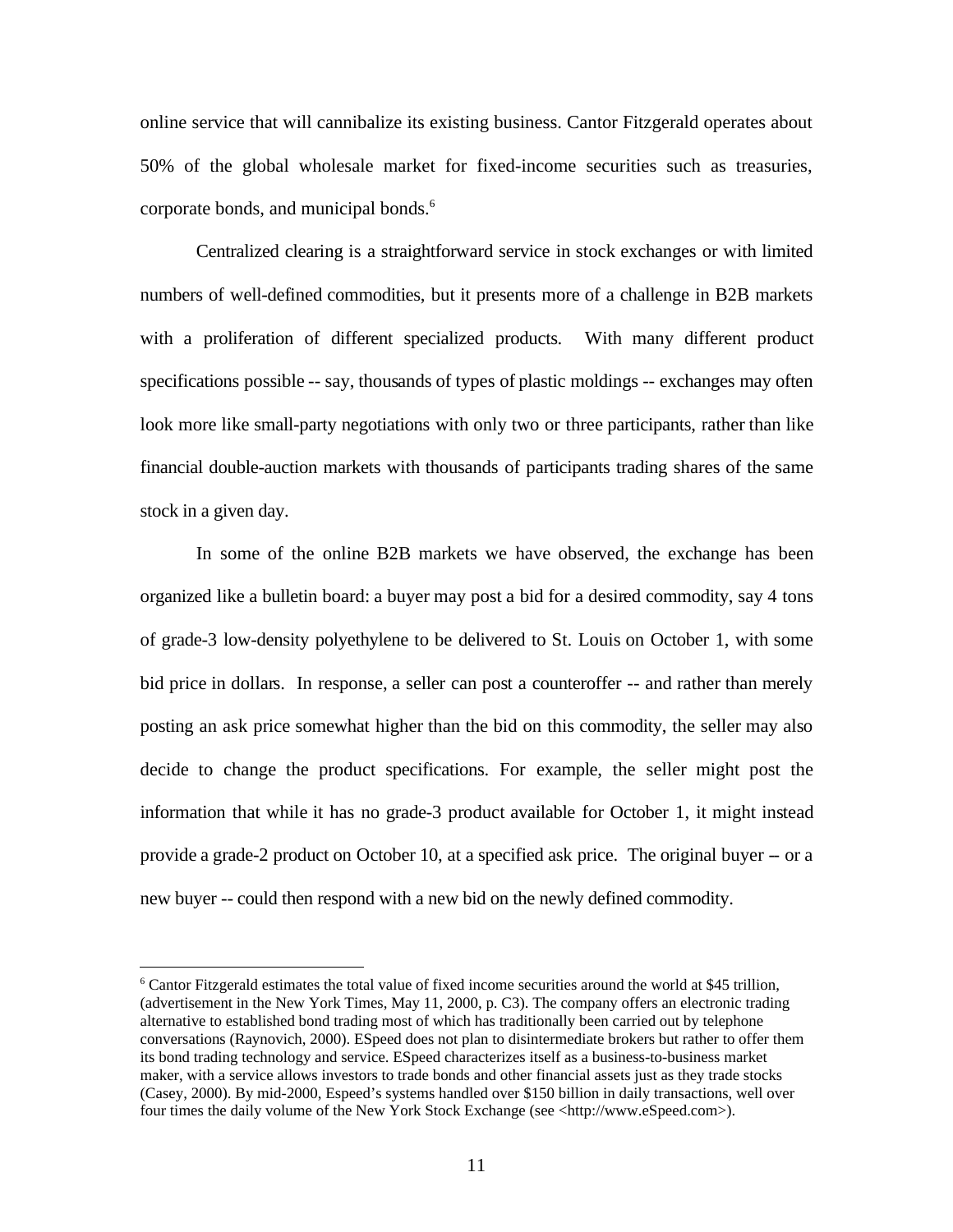online service that will cannibalize its existing business. Cantor Fitzgerald operates about 50% of the global wholesale market for fixed-income securities such as treasuries, corporate bonds, and municipal bonds.[6]

Centralized clearing is a straightforward service in stock exchanges or with limited numbers of well-defined commodities, but it presents more of a challenge in B2B markets with a proliferation of different specialized products. With many different product specifications possible -- say, thousands of types of plastic moldings -- exchanges may often look more like small-party negotiations with only two or three participants, rather than like financial double-auction markets with thousands of participants trading shares of the same stock in a given day.

In some of the online B2B markets we have observed, the exchange has been organized like a bulletin board: a buyer may post a bid for a desired commodity, say 4 tons of grade-3 low-density polyethylene to be delivered to St. Louis on October 1, with some bid price in dollars. In response, a seller can post a counteroffer -- and rather than merely posting an ask price somewhat higher than the bid on this commodity, the seller may also decide to change the product specifications. For example, the seller might post the information that while it has no grade-3 product available for October 1, it might instead provide a grade-2 product on October 10, at a specified ask price. The original buyer -- or a new buyer -- could then respond with a new bid on the newly defined commodity.

---

[6] Cantor Fitzgerald estimates the total value of fixed income securities around the world at $45 trillion, (advertisement in the New York Times, May 11, 2000, p. C3). The company offers an electronic trading alternative to established bond trading most of which has traditionally been carried out by telephone conversations (Raynovich, 2000). ESpeed does not plan to disintermediate brokers but rather to offer them its bond trading technology and service. ESpeed characterizes itself as a business-to-business market maker, with a service allows investors to trade bonds and other financial assets just as they trade stocks (Casey, 2000). By mid-2000, Espeed's systems handled over $150 billion in daily transactions, well over four times the daily volume of the New York Stock Exchange (see <http://www.eSpeed.com>).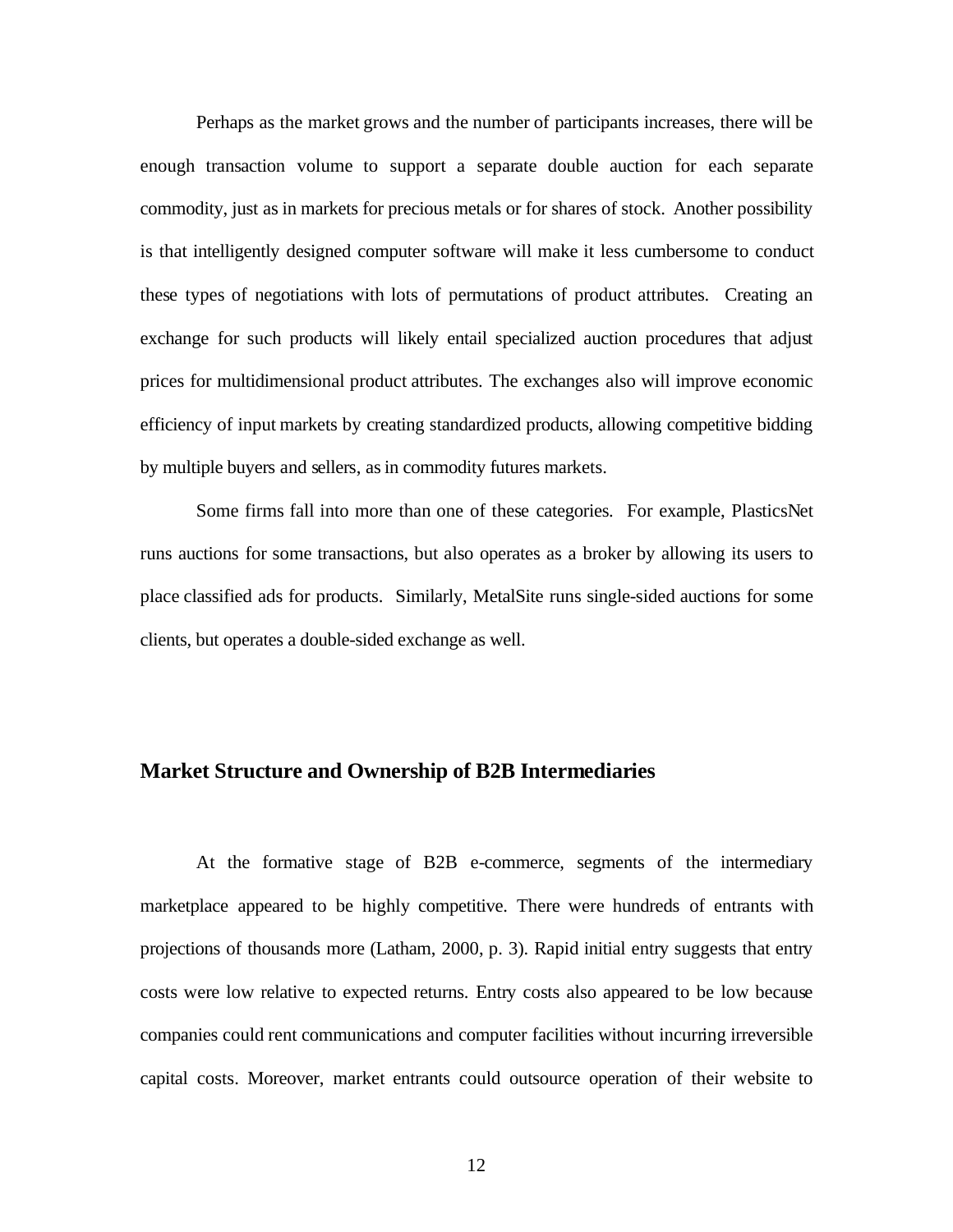Perhaps as the market grows and the number of participants increases, there will be enough transaction volume to support a separate double auction for each separate commodity, just as in markets for precious metals or for shares of stock. Another possibility is that intelligently designed computer software will make it less cumbersome to conduct these types of negotiations with lots of permutations of product attributes. Creating an exchange for such products will likely entail specialized auction procedures that adjust prices for multidimensional product attributes. The exchanges also will improve economic efficiency of input markets by creating standardized products, allowing competitive bidding by multiple buyers and sellers, as in commodity futures markets.

Some firms fall into more than one of these categories. For example, PlasticsNet runs auctions for some transactions, but also operates as a broker by allowing its users to place classified ads for products. Similarly, MetalSite runs single-sided auctions for some clients, but operates a double-sided exchange as well.

## Market Structure and Ownership of B2B Intermediaries

At the formative stage of B2B e-commerce, segments of the intermediary marketplace appeared to be highly competitive. There were hundreds of entrants with projections of thousands more (Latham, 2000, p. 3). Rapid initial entry suggests that entry costs were low relative to expected returns. Entry costs also appeared to be low because companies could rent communications and computer facilities without incurring irreversible capital costs. Moreover, market entrants could outsource operation of their website to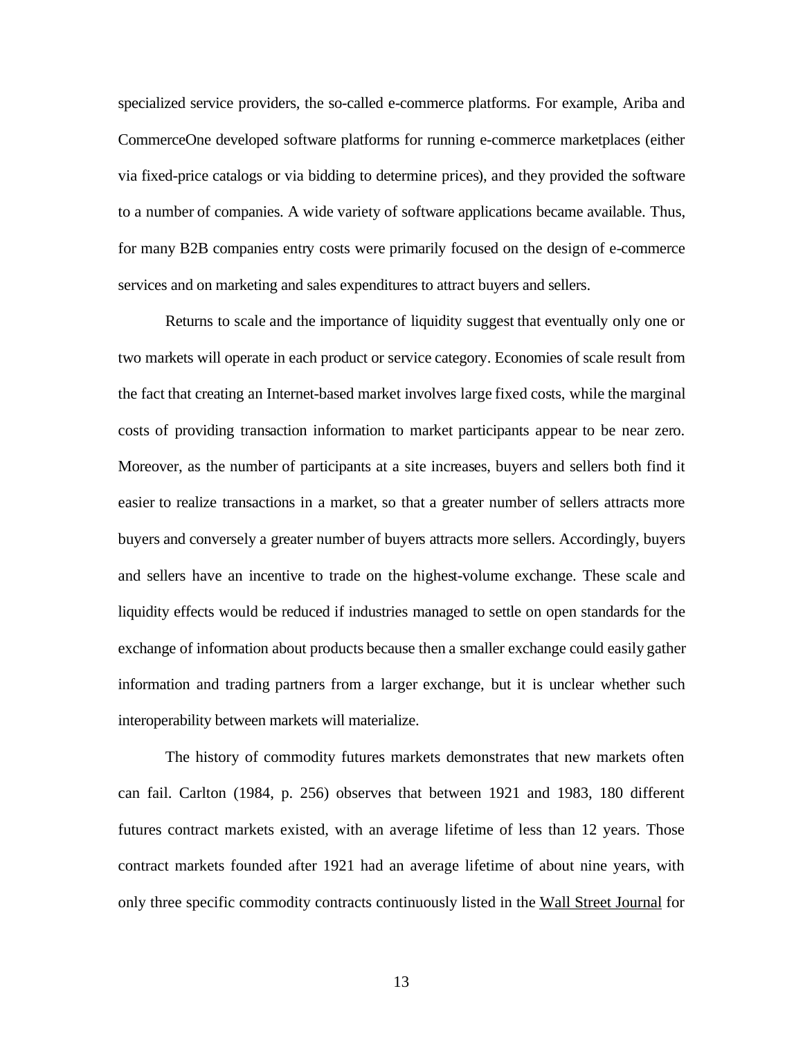specialized service providers, the so-called e-commerce platforms. For example, Ariba and CommerceOne developed software platforms for running e-commerce marketplaces (either via fixed-price catalogs or via bidding to determine prices), and they provided the software to a number of companies. A wide variety of software applications became available. Thus, for many B2B companies entry costs were primarily focused on the design of e-commerce services and on marketing and sales expenditures to attract buyers and sellers.

Returns to scale and the importance of liquidity suggest that eventually only one or two markets will operate in each product or service category. Economies of scale result from the fact that creating an Internet-based market involves large fixed costs, while the marginal costs of providing transaction information to market participants appear to be near zero. Moreover, as the number of participants at a site increases, buyers and sellers both find it easier to realize transactions in a market, so that a greater number of sellers attracts more buyers and conversely a greater number of buyers attracts more sellers. Accordingly, buyers and sellers have an incentive to trade on the highest-volume exchange. These scale and liquidity effects would be reduced if industries managed to settle on open standards for the exchange of information about products because then a smaller exchange could easily gather information and trading partners from a larger exchange, but it is unclear whether such interoperability between markets will materialize.

The history of commodity futures markets demonstrates that new markets often can fail. Carlton (1984, p. 256) observes that between 1921 and 1983, 180 different futures contract markets existed, with an average lifetime of less than 12 years. Those contract markets founded after 1921 had an average lifetime of about nine years, with only three specific commodity contracts continuously listed in the Wall Street Journal for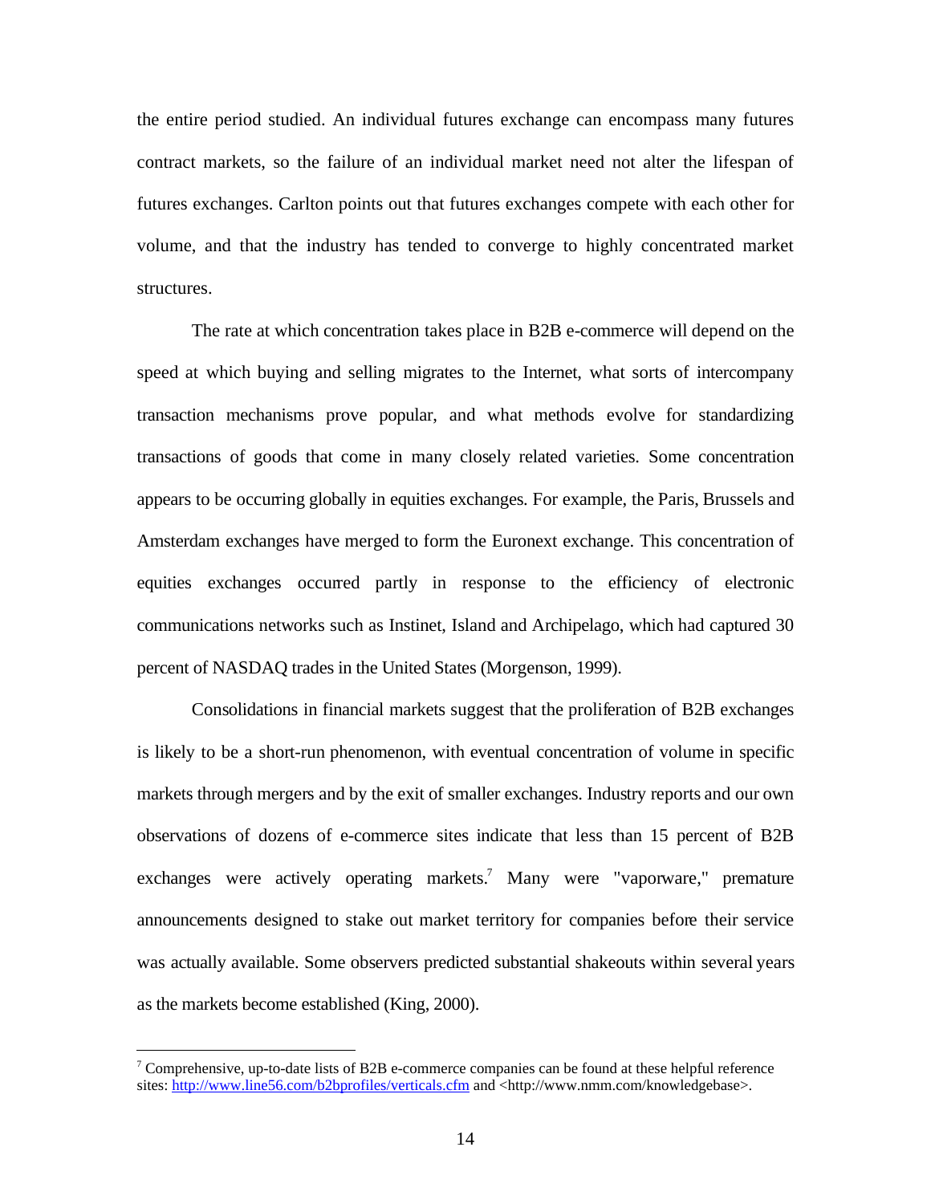the entire period studied. An individual futures exchange can encompass many futures contract markets, so the failure of an individual market need not alter the lifespan of futures exchanges. Carlton points out that futures exchanges compete with each other for volume, and that the industry has tended to converge to highly concentrated market structures.

The rate at which concentration takes place in B2B e-commerce will depend on the speed at which buying and selling migrates to the Internet, what sorts of intercompany transaction mechanisms prove popular, and what methods evolve for standardizing transactions of goods that come in many closely related varieties. Some concentration appears to be occurring globally in equities exchanges. For example, the Paris, Brussels and Amsterdam exchanges have merged to form the Euronext exchange. This concentration of equities exchanges occurred partly in response to the efficiency of electronic communications networks such as Instinet, Island and Archipelago, which had captured 30 percent of NASDAQ trades in the United States (Morgenson, 1999).

Consolidations in financial markets suggest that the proliferation of B2B exchanges is likely to be a short-run phenomenon, with eventual concentration of volume in specific markets through mergers and by the exit of smaller exchanges. Industry reports and our own observations of dozens of e-commerce sites indicate that less than 15 percent of B2B exchanges were actively operating markets.[7] Many were "vaporware," premature announcements designed to stake out market territory for companies before their service was actually available. Some observers predicted substantial shakeouts within several years as the markets become established (King, 2000).

---

[7] Comprehensive, up-to-date lists of B2B e-commerce companies can be found at these helpful reference sites: http://www.line56.com/b2bprofiles/verticals.cfm and <http://www.nmm.com/knowledgebase>.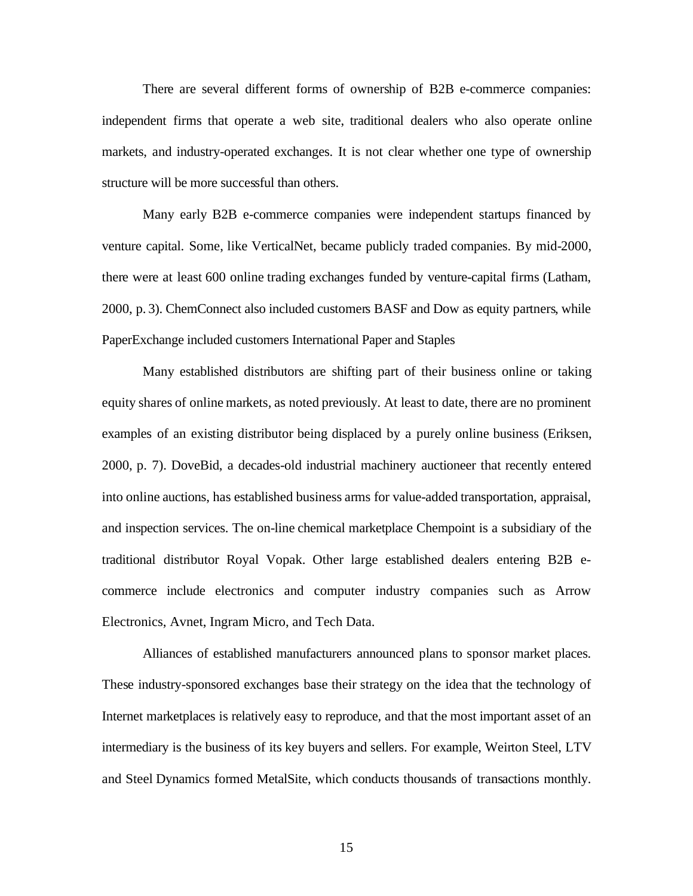There are several different forms of ownership of B2B e-commerce companies: independent firms that operate a web site, traditional dealers who also operate online markets, and industry-operated exchanges. It is not clear whether one type of ownership structure will be more successful than others.

Many early B2B e-commerce companies were independent startups financed by venture capital. Some, like VerticalNet, became publicly traded companies. By mid-2000, there were at least 600 online trading exchanges funded by venture-capital firms (Latham, 2000, p. 3). ChemConnect also included customers BASF and Dow as equity partners, while PaperExchange included customers International Paper and Staples

Many established distributors are shifting part of their business online or taking equity shares of online markets, as noted previously. At least to date, there are no prominent examples of an existing distributor being displaced by a purely online business (Eriksen, 2000, p. 7). DoveBid, a decades-old industrial machinery auctioneer that recently entered into online auctions, has established business arms for value-added transportation, appraisal, and inspection services. The on-line chemical marketplace Chempoint is a subsidiary of the traditional distributor Royal Vopak. Other large established dealers entering B2B e-commerce include electronics and computer industry companies such as Arrow Electronics, Avnet, Ingram Micro, and Tech Data.

Alliances of established manufacturers announced plans to sponsor market places. These industry-sponsored exchanges base their strategy on the idea that the technology of Internet marketplaces is relatively easy to reproduce, and that the most important asset of an intermediary is the business of its key buyers and sellers. For example, Weirton Steel, LTV and Steel Dynamics formed MetalSite, which conducts thousands of transactions monthly.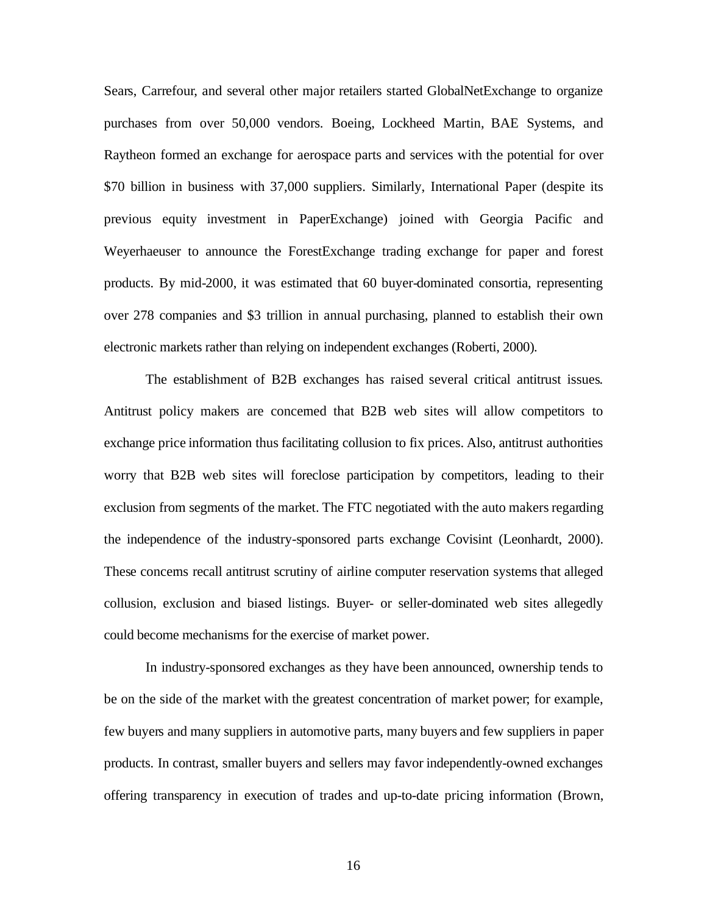Sears, Carrefour, and several other major retailers started GlobalNetExchange to organize purchases from over 50,000 vendors. Boeing, Lockheed Martin, BAE Systems, and Raytheon formed an exchange for aerospace parts and services with the potential for over $70 billion in business with 37,000 suppliers. Similarly, International Paper (despite its previous equity investment in PaperExchange) joined with Georgia Pacific and Weyerhaeuser to announce the ForestExchange trading exchange for paper and forest products. By mid-2000, it was estimated that 60 buyer-dominated consortia, representing over 278 companies and $3 trillion in annual purchasing, planned to establish their own electronic markets rather than relying on independent exchanges (Roberti, 2000).

The establishment of B2B exchanges has raised several critical antitrust issues. Antitrust policy makers are concerned that B2B web sites will allow competitors to exchange price information thus facilitating collusion to fix prices. Also, antitrust authorities worry that B2B web sites will foreclose participation by competitors, leading to their exclusion from segments of the market. The FTC negotiated with the auto makers regarding the independence of the industry-sponsored parts exchange Covisint (Leonhardt, 2000). These concerns recall antitrust scrutiny of airline computer reservation systems that alleged collusion, exclusion and biased listings. Buyer- or seller-dominated web sites allegedly could become mechanisms for the exercise of market power.

In industry-sponsored exchanges as they have been announced, ownership tends to be on the side of the market with the greatest concentration of market power; for example, few buyers and many suppliers in automotive parts, many buyers and few suppliers in paper products. In contrast, smaller buyers and sellers may favor independently-owned exchanges offering transparency in execution of trades and up-to-date pricing information (Brown,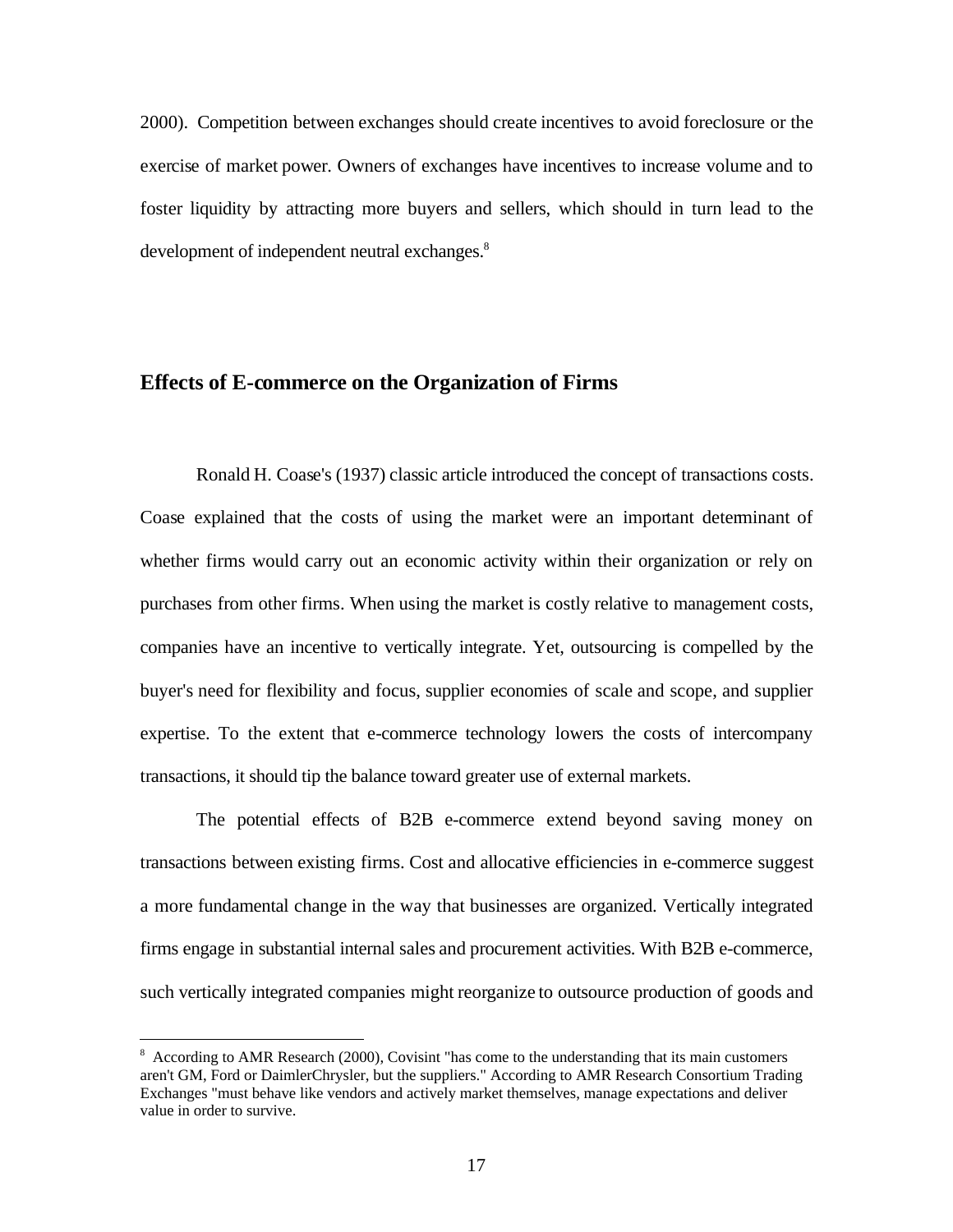2000). Competition between exchanges should create incentives to avoid foreclosure or the exercise of market power. Owners of exchanges have incentives to increase volume and to foster liquidity by attracting more buyers and sellers, which should in turn lead to the development of independent neutral exchanges.[8]

## Effects of E-commerce on the Organization of Firms

Ronald H. Coase's (1937) classic article introduced the concept of transactions costs. Coase explained that the costs of using the market were an important determinant of whether firms would carry out an economic activity within their organization or rely on purchases from other firms. When using the market is costly relative to management costs, companies have an incentive to vertically integrate. Yet, outsourcing is compelled by the buyer's need for flexibility and focus, supplier economies of scale and scope, and supplier expertise. To the extent that e-commerce technology lowers the costs of intercompany transactions, it should tip the balance toward greater use of external markets.

The potential effects of B2B e-commerce extend beyond saving money on transactions between existing firms. Cost and allocative efficiencies in e-commerce suggest a more fundamental change in the way that businesses are organized. Vertically integrated firms engage in substantial internal sales and procurement activities. With B2B e-commerce, such vertically integrated companies might reorganize to outsource production of goods and

---

[8] According to AMR Research (2000), Covisint "has come to the understanding that its main customers aren't GM, Ford or DaimlerChrysler, but the suppliers." According to AMR Research Consortium Trading Exchanges "must behave like vendors and actively market themselves, manage expectations and deliver value in order to survive.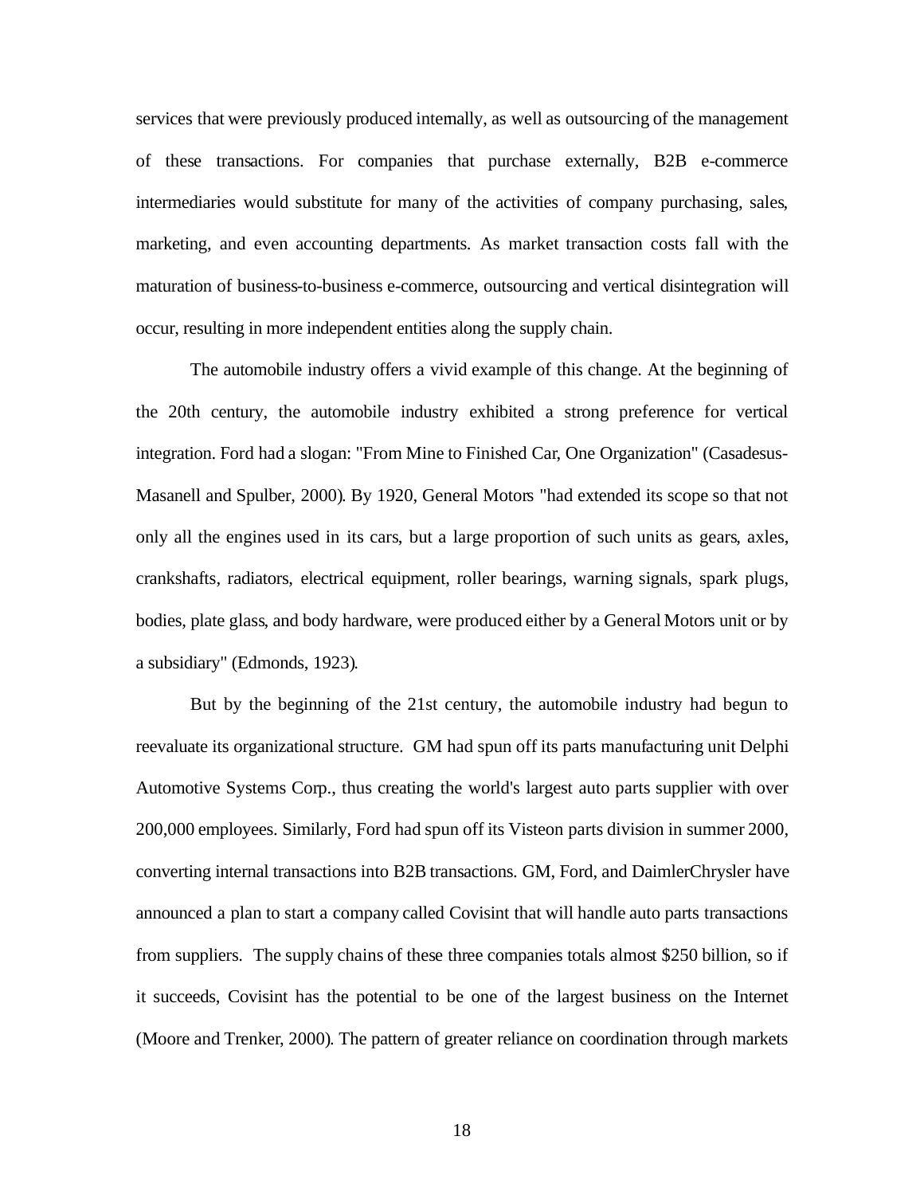services that were previously produced internally, as well as outsourcing of the management of these transactions. For companies that purchase externally, B2B e-commerce intermediaries would substitute for many of the activities of company purchasing, sales, marketing, and even accounting departments. As market transaction costs fall with the maturation of business-to-business e-commerce, outsourcing and vertical disintegration will occur, resulting in more independent entities along the supply chain.

The automobile industry offers a vivid example of this change. At the beginning of the 20th century, the automobile industry exhibited a strong preference for vertical integration. Ford had a slogan: "From Mine to Finished Car, One Organization" (Casadesus-Masanell and Spulber, 2000). By 1920, General Motors "had extended its scope so that not only all the engines used in its cars, but a large proportion of such units as gears, axles, crankshafts, radiators, electrical equipment, roller bearings, warning signals, spark plugs, bodies, plate glass, and body hardware, were produced either by a General Motors unit or by a subsidiary" (Edmonds, 1923).

But by the beginning of the 21st century, the automobile industry had begun to reevaluate its organizational structure. GM had spun off its parts manufacturing unit Delphi Automotive Systems Corp., thus creating the world's largest auto parts supplier with over 200,000 employees. Similarly, Ford had spun off its Visteon parts division in summer 2000, converting internal transactions into B2B transactions. GM, Ford, and DaimlerChrysler have announced a plan to start a company called Covisint that will handle auto parts transactions from suppliers. The supply chains of these three companies totals almost $250 billion, so if it succeeds, Covisint has the potential to be one of the largest business on the Internet (Moore and Trenker, 2000). The pattern of greater reliance on coordination through markets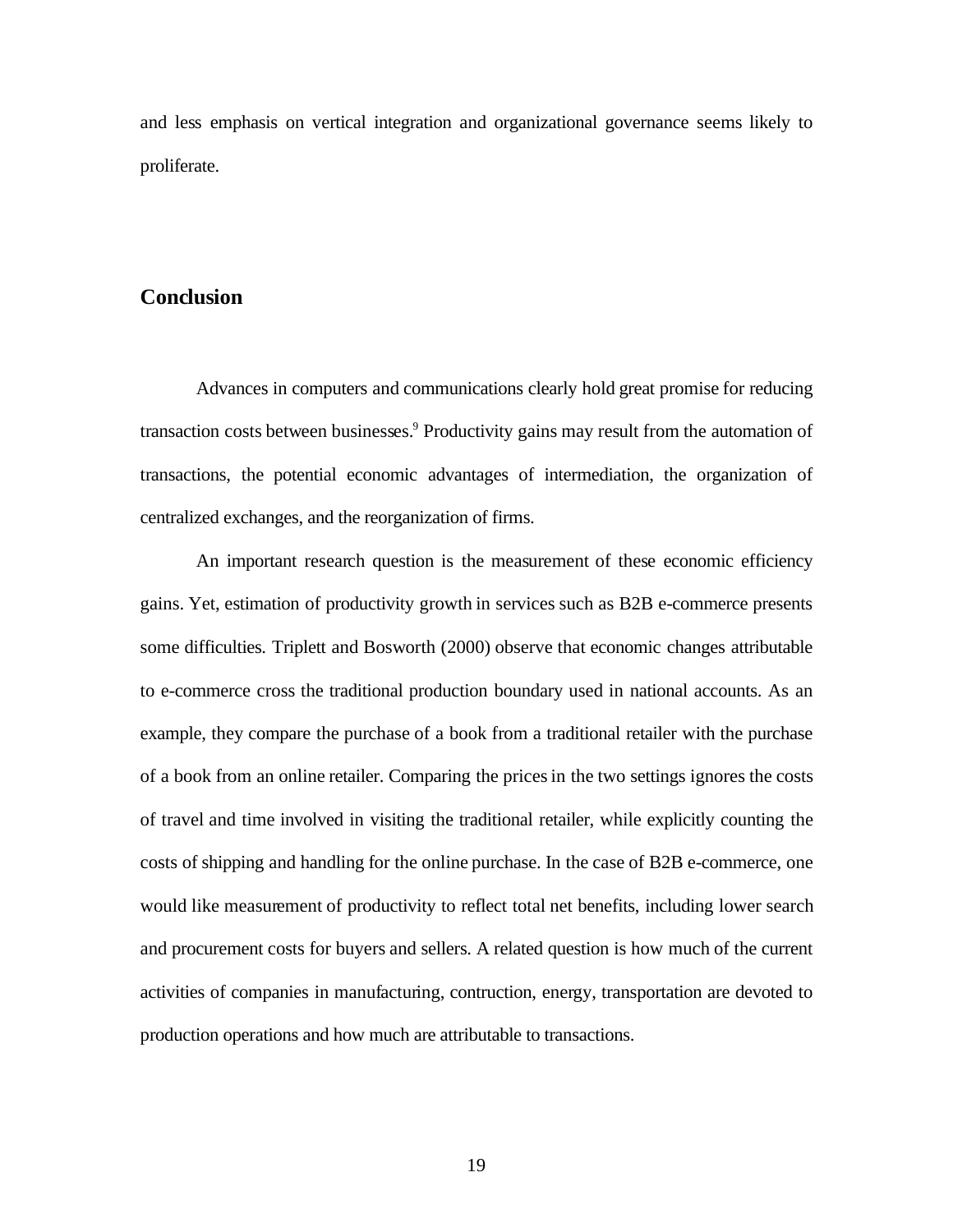and less emphasis on vertical integration and organizational governance seems likely to proliferate.

## Conclusion

Advances in computers and communications clearly hold great promise for reducing transaction costs between businesses.[9] Productivity gains may result from the automation of transactions, the potential economic advantages of intermediation, the organization of centralized exchanges, and the reorganization of firms.

An important research question is the measurement of these economic efficiency gains. Yet, estimation of productivity growth in services such as B2B e-commerce presents some difficulties. Triplett and Bosworth (2000) observe that economic changes attributable to e-commerce cross the traditional production boundary used in national accounts. As an example, they compare the purchase of a book from a traditional retailer with the purchase of a book from an online retailer. Comparing the prices in the two settings ignores the costs of travel and time involved in visiting the traditional retailer, while explicitly counting the costs of shipping and handling for the online purchase. In the case of B2B e-commerce, one would like measurement of productivity to reflect total net benefits, including lower search and procurement costs for buyers and sellers. A related question is how much of the current activities of companies in manufacturing, contruction, energy, transportation are devoted to production operations and how much are attributable to transactions.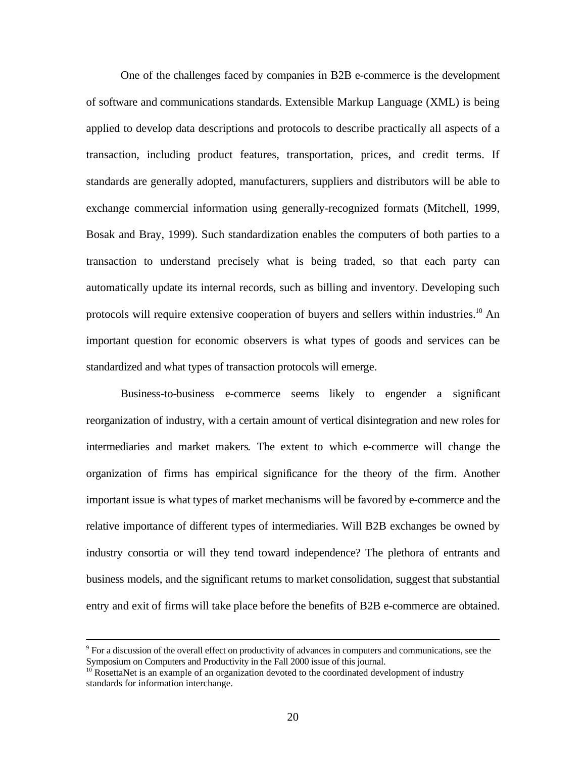One of the challenges faced by companies in B2B e-commerce is the development of software and communications standards. Extensible Markup Language (XML) is being applied to develop data descriptions and protocols to describe practically all aspects of a transaction, including product features, transportation, prices, and credit terms. If standards are generally adopted, manufacturers, suppliers and distributors will be able to exchange commercial information using generally-recognized formats (Mitchell, 1999, Bosak and Bray, 1999). Such standardization enables the computers of both parties to a transaction to understand precisely what is being traded, so that each party can automatically update its internal records, such as billing and inventory. Developing such protocols will require extensive cooperation of buyers and sellers within industries.[10] An important question for economic observers is what types of goods and services can be standardized and what types of transaction protocols will emerge.

Business-to-business e-commerce seems likely to engender a significant reorganization of industry, with a certain amount of vertical disintegration and new roles for intermediaries and market makers. The extent to which e-commerce will change the organization of firms has empirical significance for the theory of the firm. Another important issue is what types of market mechanisms will be favored by e-commerce and the relative importance of different types of intermediaries. Will B2B exchanges be owned by industry consortia or will they tend toward independence? The plethora of entrants and business models, and the significant returns to market consolidation, suggest that substantial entry and exit of firms will take place before the benefits of B2B e-commerce are obtained.

---

[9] For a discussion of the overall effect on productivity of advances in computers and communications, see the Symposium on Computers and Productivity in the Fall 2000 issue of this journal.

[10] RosettaNet is an example of an organization devoted to the coordinated development of industry standards for information interchange.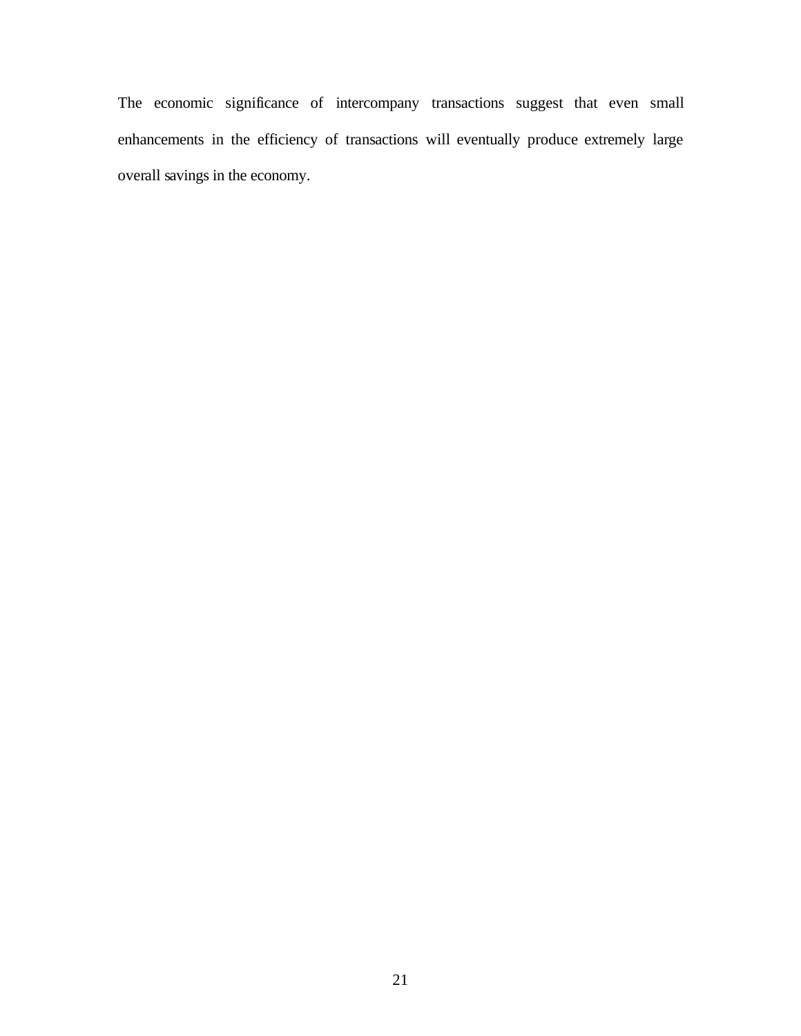The economic significance of intercompany transactions suggest that even small enhancements in the efficiency of transactions will eventually produce extremely large overall savings in the economy.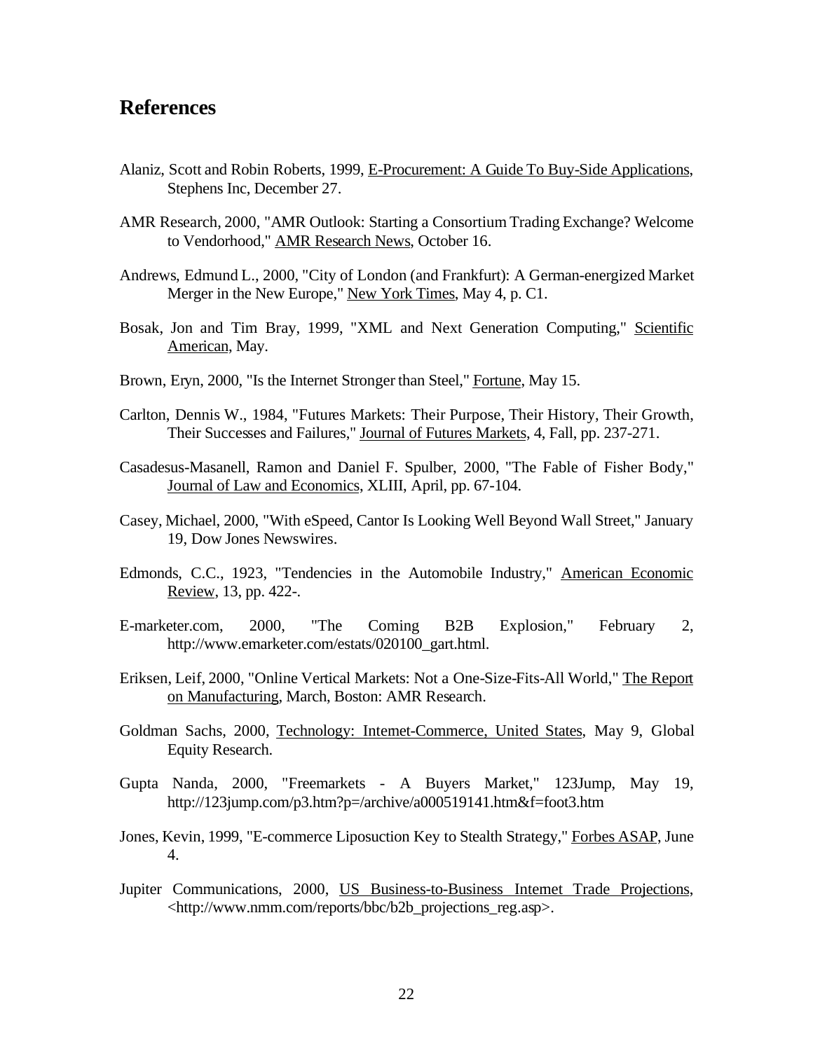## References

Alaniz, Scott and Robin Roberts, 1999, E-Procurement: A Guide To Buy-Side Applications, Stephens Inc, December 27.

AMR Research, 2000, "AMR Outlook: Starting a Consortium Trading Exchange? Welcome to Vendorhood," AMR Research News, October 16.

Andrews, Edmund L., 2000, "City of London (and Frankfurt): A German-energized Market Merger in the New Europe," New York Times, May 4, p. C1.

Bosak, Jon and Tim Bray, 1999, "XML and Next Generation Computing," Scientific American, May.

Brown, Eryn, 2000, "Is the Internet Stronger than Steel," Fortune, May 15.

Carlton, Dennis W., 1984, "Futures Markets: Their Purpose, Their History, Their Growth, Their Successes and Failures," Journal of Futures Markets, 4, Fall, pp. 237-271.

Casadesus-Masanell, Ramon and Daniel F. Spulber, 2000, "The Fable of Fisher Body," Journal of Law and Economics, XLIII, April, pp. 67-104.

Casey, Michael, 2000, "With eSpeed, Cantor Is Looking Well Beyond Wall Street," January 19, Dow Jones Newswires.

Edmonds, C.C., 1923, "Tendencies in the Automobile Industry," American Economic Review, 13, pp. 422-.

E-marketer.com, 2000, "The Coming B2B Explosion," February 2, http://www.emarketer.com/estats/020100_gart.html.

Eriksen, Leif, 2000, "Online Vertical Markets: Not a One-Size-Fits-All World," The Report on Manufacturing, March, Boston: AMR Research.

Goldman Sachs, 2000, Technology: Intemet-Commerce, United States, May 9, Global Equity Research.

Gupta Nanda, 2000, "Freemarkets - A Buyers Market," 123Jump, May 19, http://123jump.com/p3.htm?p=/archive/a000519141.htm&f=foot3.htm

Jones, Kevin, 1999, "E-commerce Liposuction Key to Stealth Strategy," Forbes ASAP, June 4.

Jupiter Communications, 2000, US Business-to-Business Intemet Trade Projections, <http://www.nmm.com/reports/bbc/b2b_projections_reg.asp>.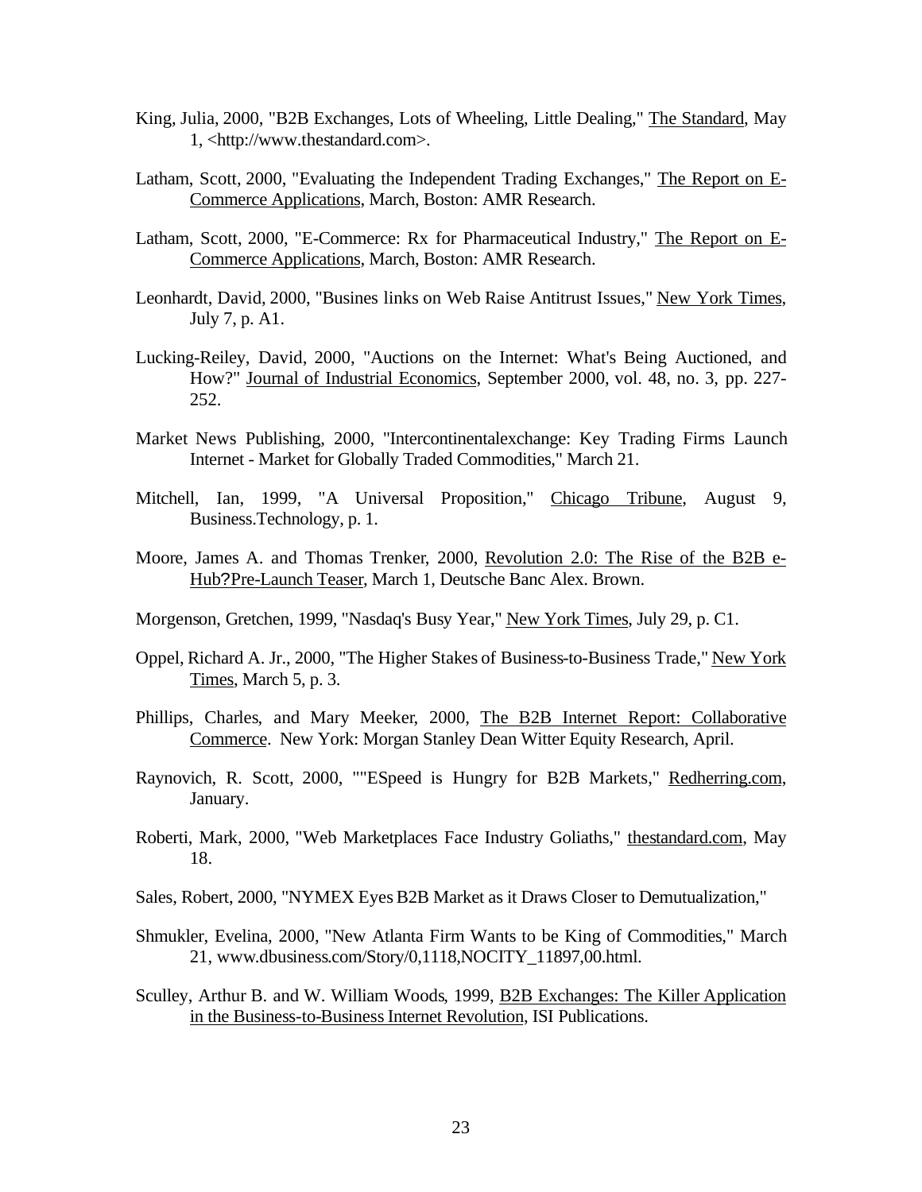King, Julia, 2000, "B2B Exchanges, Lots of Wheeling, Little Dealing," The Standard, May 1, <http://www.thestandard.com>.

Latham, Scott, 2000, "Evaluating the Independent Trading Exchanges," The Report on E-Commerce Applications, March, Boston: AMR Research.

Latham, Scott, 2000, "E-Commerce: Rx for Pharmaceutical Industry," The Report on E-Commerce Applications, March, Boston: AMR Research.

Leonhardt, David, 2000, "Busines links on Web Raise Antitrust Issues," New York Times, July 7, p. A1.

Lucking-Reiley, David, 2000, "Auctions on the Internet: What's Being Auctioned, and How?" Journal of Industrial Economics, September 2000, vol. 48, no. 3, pp. 227-252.

Market News Publishing, 2000, "Intercontinentalexchange: Key Trading Firms Launch Internet - Market for Globally Traded Commodities," March 21.

Mitchell, Ian, 1999, "A Universal Proposition," Chicago Tribune, August 9, Business.Technology, p. 1.

Moore, James A. and Thomas Trenker, 2000, Revolution 2.0: The Rise of the B2B e-Hub?Pre-Launch Teaser, March 1, Deutsche Banc Alex. Brown.

Morgenson, Gretchen, 1999, "Nasdaq's Busy Year," New York Times, July 29, p. C1.

Oppel, Richard A. Jr., 2000, "The Higher Stakes of Business-to-Business Trade," New York Times, March 5, p. 3.

Phillips, Charles, and Mary Meeker, 2000, The B2B Internet Report: Collaborative Commerce. New York: Morgan Stanley Dean Witter Equity Research, April.

Raynovich, R. Scott, 2000, ""ESpeed is Hungry for B2B Markets," Redherring.com, January.

Roberti, Mark, 2000, "Web Marketplaces Face Industry Goliaths," thestandard.com, May 18.

Sales, Robert, 2000, "NYMEX Eyes B2B Market as it Draws Closer to Demutualization,"

Shmukler, Evelina, 2000, "New Atlanta Firm Wants to be King of Commodities," March 21, www.dbusiness.com/Story/0,1118,NOCITY_11897,00.html.

Sculley, Arthur B. and W. William Woods, 1999, B2B Exchanges: The Killer Application in the Business-to-Business Internet Revolution, ISI Publications.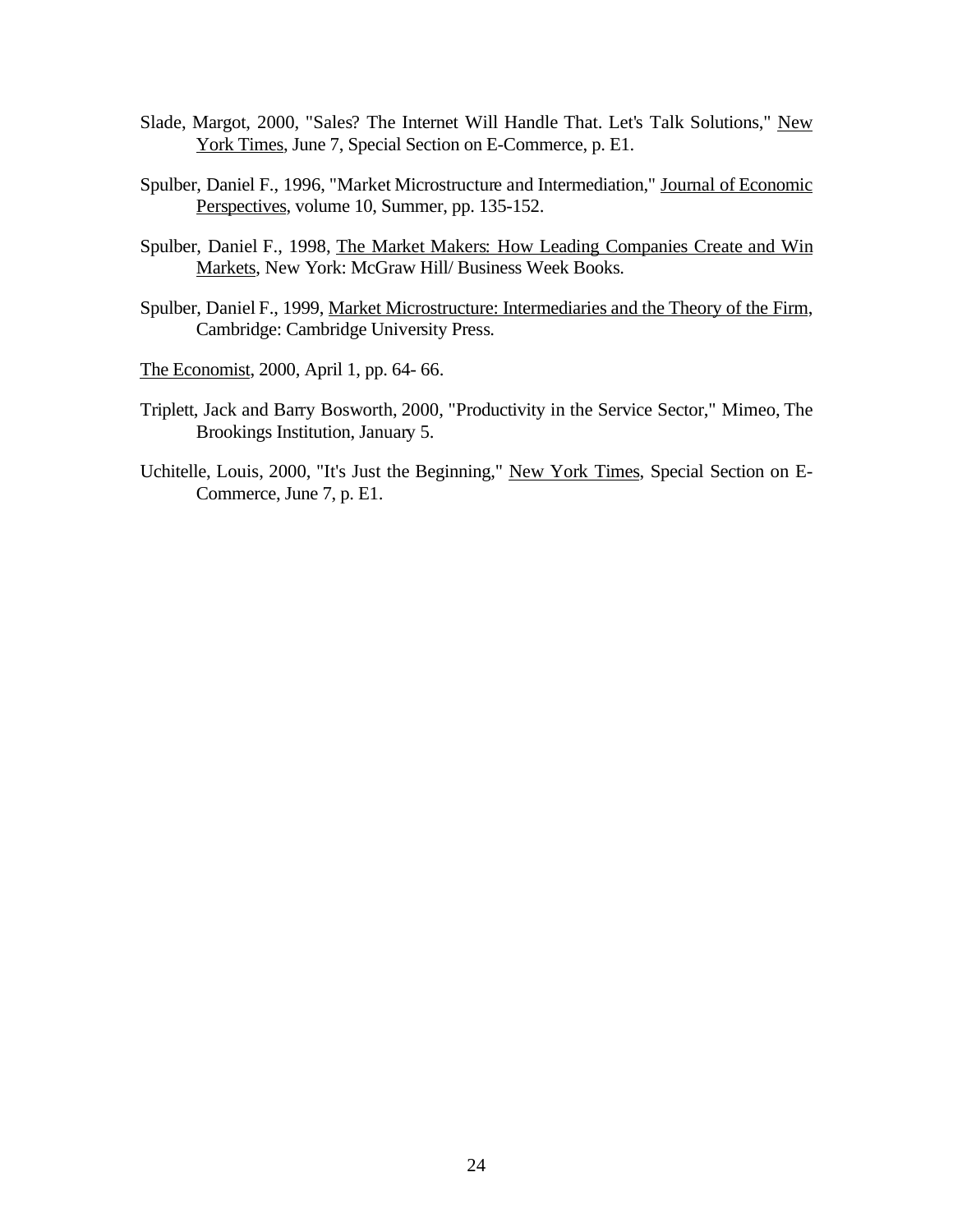Slade, Margot, 2000, "Sales? The Internet Will Handle That. Let's Talk Solutions," New York Times, June 7, Special Section on E-Commerce, p. E1.

Spulber, Daniel F., 1996, "Market Microstructure and Intermediation," Journal of Economic Perspectives, volume 10, Summer, pp. 135-152.

Spulber, Daniel F., 1998, The Market Makers: How Leading Companies Create and Win Markets, New York: McGraw Hill/ Business Week Books.

Spulber, Daniel F., 1999, Market Microstructure: Intermediaries and the Theory of the Firm, Cambridge: Cambridge University Press.

The Economist, 2000, April 1, pp. 64- 66.

Triplett, Jack and Barry Bosworth, 2000, "Productivity in the Service Sector," Mimeo, The Brookings Institution, January 5.

Uchitelle, Louis, 2000, "It's Just the Beginning," New York Times, Special Section on E-Commerce, June 7, p. E1.